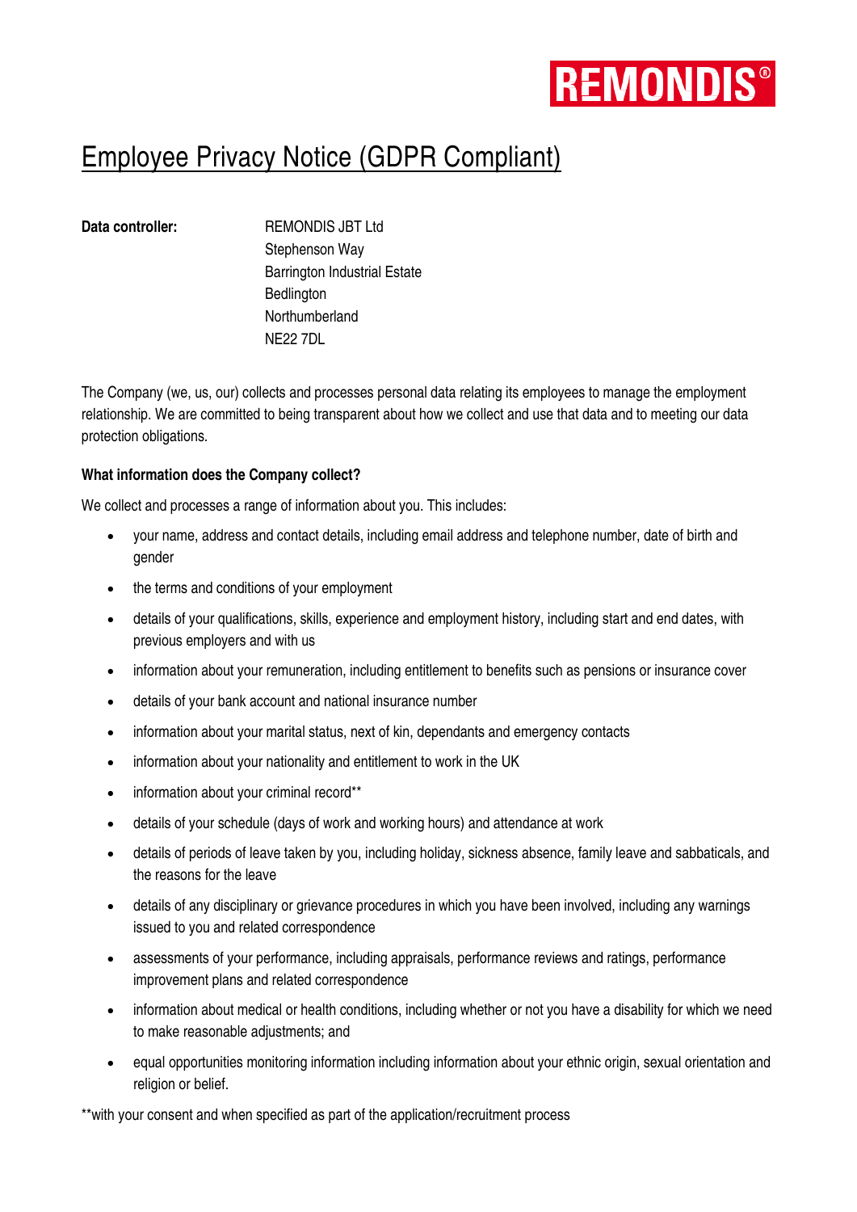# Employee Privacy Notice (GDPR Compliant)

**Data controller:** REMONDIS JBT Ltd
Stephenson Way
Barrington Industrial Estate
Bedlington
Northumberland
NE22 7DL

The Company (we, us, our) collects and processes personal data relating its employees to manage the employment relationship. We are committed to being transparent about how we collect and use that data and to meeting our data protection obligations.

**What information does the Company collect?**

We collect and processes a range of information about you. This includes:

- your name, address and contact details, including email address and telephone number, date of birth and gender
- the terms and conditions of your employment
- details of your qualifications, skills, experience and employment history, including start and end dates, with previous employers and with us
- information about your remuneration, including entitlement to benefits such as pensions or insurance cover
- details of your bank account and national insurance number
- information about your marital status, next of kin, dependants and emergency contacts
- information about your nationality and entitlement to work in the UK
- information about your criminal record**
- details of your schedule (days of work and working hours) and attendance at work
- details of periods of leave taken by you, including holiday, sickness absence, family leave and sabbaticals, and the reasons for the leave
- details of any disciplinary or grievance procedures in which you have been involved, including any warnings issued to you and related correspondence
- assessments of your performance, including appraisals, performance reviews and ratings, performance improvement plans and related correspondence
- information about medical or health conditions, including whether or not you have a disability for which we need to make reasonable adjustments; and
- equal opportunities monitoring information including information about your ethnic origin, sexual orientation and religion or belief.

**with your consent and when specified as part of the application/recruitment process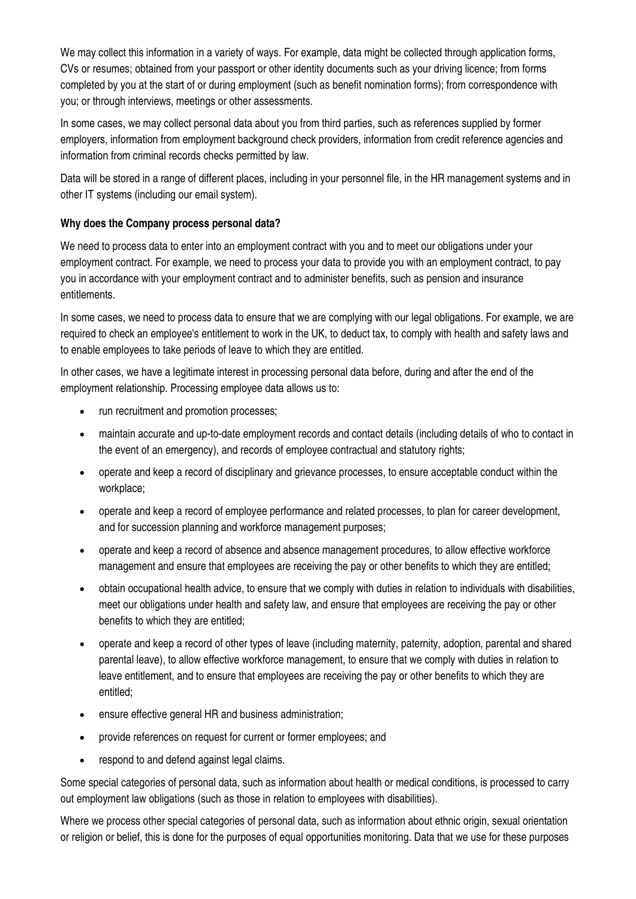We may collect this information in a variety of ways. For example, data might be collected through application forms, CVs or resumes; obtained from your passport or other identity documents such as your driving licence; from forms completed by you at the start of or during employment (such as benefit nomination forms); from correspondence with you; or through interviews, meetings or other assessments.

In some cases, we may collect personal data about you from third parties, such as references supplied by former employers, information from employment background check providers, information from credit reference agencies and information from criminal records checks permitted by law.

Data will be stored in a range of different places, including in your personnel file, in the HR management systems and in other IT systems (including our email system).

**Why does the Company process personal data?**

We need to process data to enter into an employment contract with you and to meet our obligations under your employment contract. For example, we need to process your data to provide you with an employment contract, to pay you in accordance with your employment contract and to administer benefits, such as pension and insurance entitlements.

In some cases, we need to process data to ensure that we are complying with our legal obligations. For example, we are required to check an employee's entitlement to work in the UK, to deduct tax, to comply with health and safety laws and to enable employees to take periods of leave to which they are entitled.

In other cases, we have a legitimate interest in processing personal data before, during and after the end of the employment relationship. Processing employee data allows us to:

- run recruitment and promotion processes;
- maintain accurate and up-to-date employment records and contact details (including details of who to contact in the event of an emergency), and records of employee contractual and statutory rights;
- operate and keep a record of disciplinary and grievance processes, to ensure acceptable conduct within the workplace;
- operate and keep a record of employee performance and related processes, to plan for career development, and for succession planning and workforce management purposes;
- operate and keep a record of absence and absence management procedures, to allow effective workforce management and ensure that employees are receiving the pay or other benefits to which they are entitled;
- obtain occupational health advice, to ensure that we comply with duties in relation to individuals with disabilities, meet our obligations under health and safety law, and ensure that employees are receiving the pay or other benefits to which they are entitled;
- operate and keep a record of other types of leave (including maternity, paternity, adoption, parental and shared parental leave), to allow effective workforce management, to ensure that we comply with duties in relation to leave entitlement, and to ensure that employees are receiving the pay or other benefits to which they are entitled;
- ensure effective general HR and business administration;
- provide references on request for current or former employees; and
- respond to and defend against legal claims.

Some special categories of personal data, such as information about health or medical conditions, is processed to carry out employment law obligations (such as those in relation to employees with disabilities).

Where we process other special categories of personal data, such as information about ethnic origin, sexual orientation or religion or belief, this is done for the purposes of equal opportunities monitoring. Data that we use for these purposes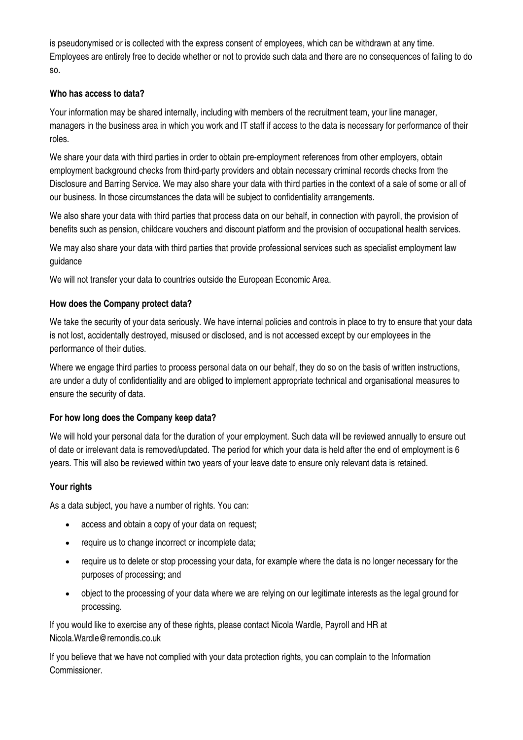is pseudonymised or is collected with the express consent of employees, which can be withdrawn at any time. Employees are entirely free to decide whether or not to provide such data and there are no consequences of failing to do so.

**Who has access to data?**

Your information may be shared internally, including with members of the recruitment team, your line manager, managers in the business area in which you work and IT staff if access to the data is necessary for performance of their roles.

We share your data with third parties in order to obtain pre-employment references from other employers, obtain employment background checks from third-party providers and obtain necessary criminal records checks from the Disclosure and Barring Service. We may also share your data with third parties in the context of a sale of some or all of our business. In those circumstances the data will be subject to confidentiality arrangements.

We also share your data with third parties that process data on our behalf, in connection with payroll, the provision of benefits such as pension, childcare vouchers and discount platform and the provision of occupational health services.

We may also share your data with third parties that provide professional services such as specialist employment law guidance

We will not transfer your data to countries outside the European Economic Area.

**How does the Company protect data?**

We take the security of your data seriously. We have internal policies and controls in place to try to ensure that your data is not lost, accidentally destroyed, misused or disclosed, and is not accessed except by our employees in the performance of their duties.

Where we engage third parties to process personal data on our behalf, they do so on the basis of written instructions, are under a duty of confidentiality and are obliged to implement appropriate technical and organisational measures to ensure the security of data.

**For how long does the Company keep data?**

We will hold your personal data for the duration of your employment. Such data will be reviewed annually to ensure out of date or irrelevant data is removed/updated. The period for which your data is held after the end of employment is 6 years. This will also be reviewed within two years of your leave date to ensure only relevant data is retained.

**Your rights**

As a data subject, you have a number of rights. You can:

- access and obtain a copy of your data on request;
- require us to change incorrect or incomplete data;
- require us to delete or stop processing your data, for example where the data is no longer necessary for the purposes of processing; and
- object to the processing of your data where we are relying on our legitimate interests as the legal ground for processing.

If you would like to exercise any of these rights, please contact Nicola Wardle, Payroll and HR at Nicola.Wardle@remondis.co.uk

If you believe that we have not complied with your data protection rights, you can complain to the Information Commissioner.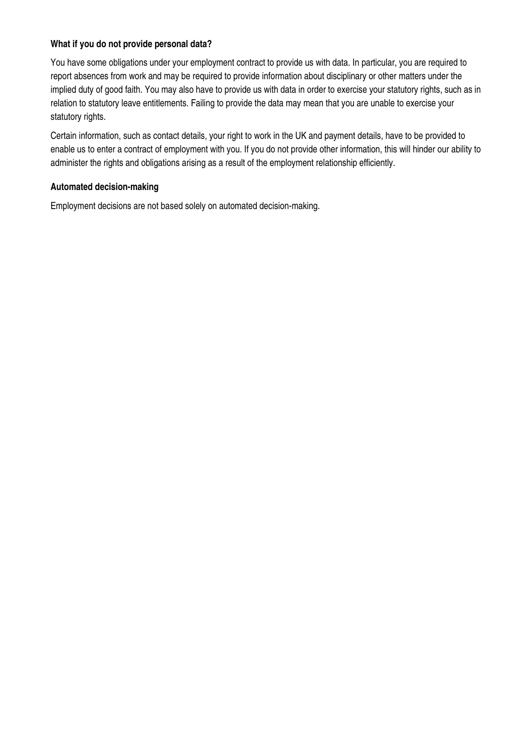### What if you do not provide personal data?

You have some obligations under your employment contract to provide us with data. In particular, you are required to report absences from work and may be required to provide information about disciplinary or other matters under the implied duty of good faith. You may also have to provide us with data in order to exercise your statutory rights, such as in relation to statutory leave entitlements. Failing to provide the data may mean that you are unable to exercise your statutory rights.

Certain information, such as contact details, your right to work in the UK and payment details, have to be provided to enable us to enter a contract of employment with you. If you do not provide other information, this will hinder our ability to administer the rights and obligations arising as a result of the employment relationship efficiently.

### Automated decision-making

Employment decisions are not based solely on automated decision-making.